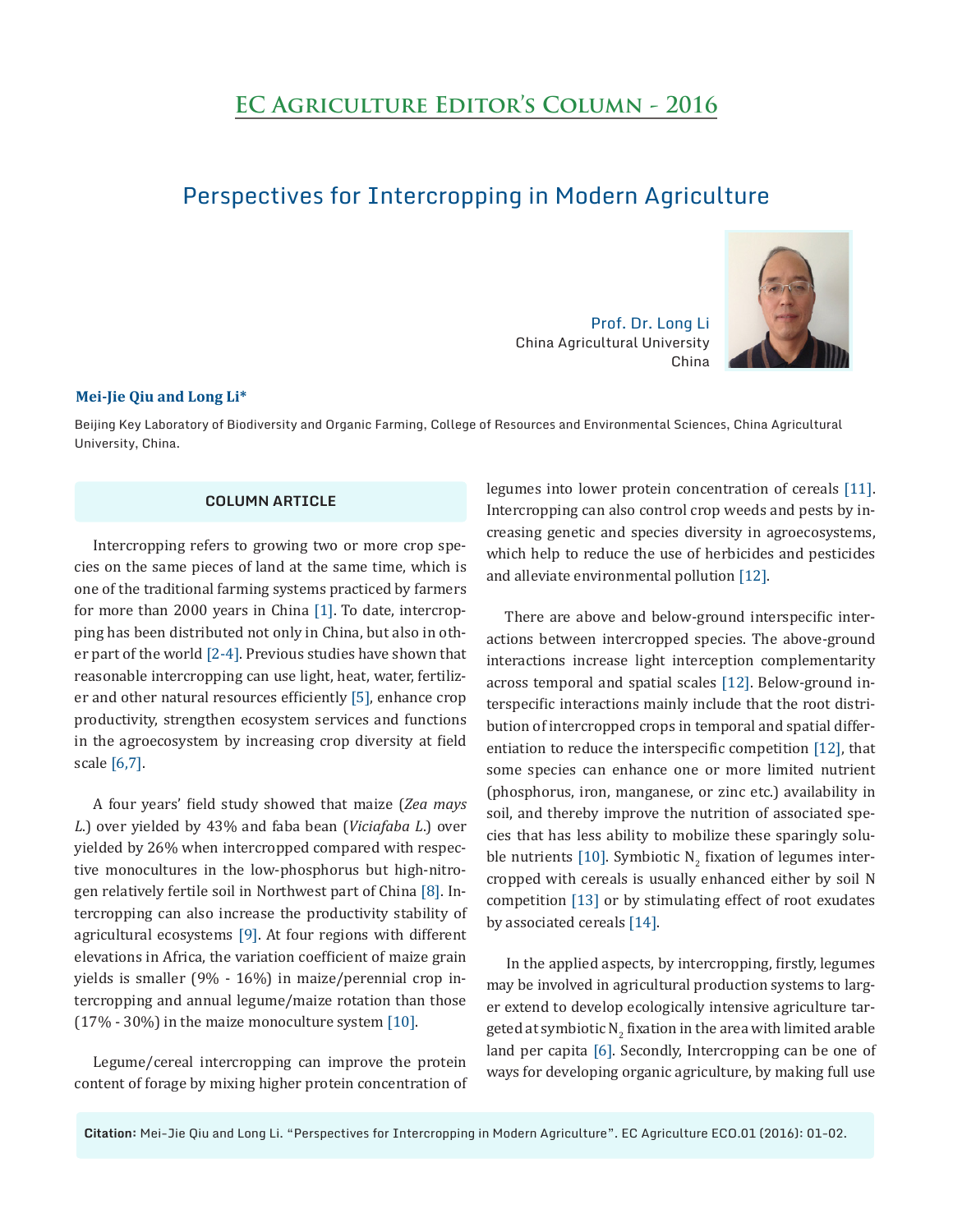## EC Agriculture Editor's Column - 2016

# Perspectives for Intercropping in Modern Agriculture

Prof. Dr. Long Li
China Agricultural University
China

**Mei-Jie Qiu and Long Li***

Beijing Key Laboratory of Biodiversity and Organic Farming, College of Resources and Environmental Sciences, China Agricultural University, China.

### COLUMN ARTICLE

Intercropping refers to growing two or more crop species on the same pieces of land at the same time, which is one of the traditional farming systems practiced by farmers for more than 2000 years in China [1]. To date, intercropping has been distributed not only in China, but also in other part of the world [2-4]. Previous studies have shown that reasonable intercropping can use light, heat, water, fertilizer and other natural resources efficiently [5], enhance crop productivity, strengthen ecosystem services and functions in the agroecosystem by increasing crop diversity at field scale [6,7].

A four years' field study showed that maize (*Zea mays L.*) over yielded by 43% and faba bean (*Viciafaba L.*) over yielded by 26% when intercropped compared with respective monocultures in the low-phosphorus but high-nitrogen relatively fertile soil in Northwest part of China [8]. Intercropping can also increase the productivity stability of agricultural ecosystems [9]. At four regions with different elevations in Africa, the variation coefficient of maize grain yields is smaller (9% - 16%) in maize/perennial crop intercropping and annual legume/maize rotation than those (17% - 30%) in the maize monoculture system [10].

Legume/cereal intercropping can improve the protein content of forage by mixing higher protein concentration of legumes into lower protein concentration of cereals [11]. Intercropping can also control crop weeds and pests by increasing genetic and species diversity in agroecosystems, which help to reduce the use of herbicides and pesticides and alleviate environmental pollution [12].

There are above and below-ground interspecific interactions between intercropped species. The above-ground interactions increase light interception complementarity across temporal and spatial scales [12]. Below-ground interspecific interactions mainly include that the root distribution of intercropped crops in temporal and spatial differentiation to reduce the interspecific competition [12], that some species can enhance one or more limited nutrient (phosphorus, iron, manganese, or zinc etc.) availability in soil, and thereby improve the nutrition of associated species that has less ability to mobilize these sparingly soluble nutrients [10]. Symbiotic $N_2$ fixation of legumes intercropped with cereals is usually enhanced either by soil N competition [13] or by stimulating effect of root exudates by associated cereals [14].

In the applied aspects, by intercropping, firstly, legumes may be involved in agricultural production systems to larger extend to develop ecologically intensive agriculture targeted at symbiotic $N_2$ fixation in the area with limited arable land per capita [6]. Secondly, Intercropping can be one of ways for developing organic agriculture, by making full use

**Citation:** Mei-Jie Qiu and Long Li. "Perspectives for Intercropping in Modern Agriculture". EC Agriculture ECO.01 (2016): 01-02.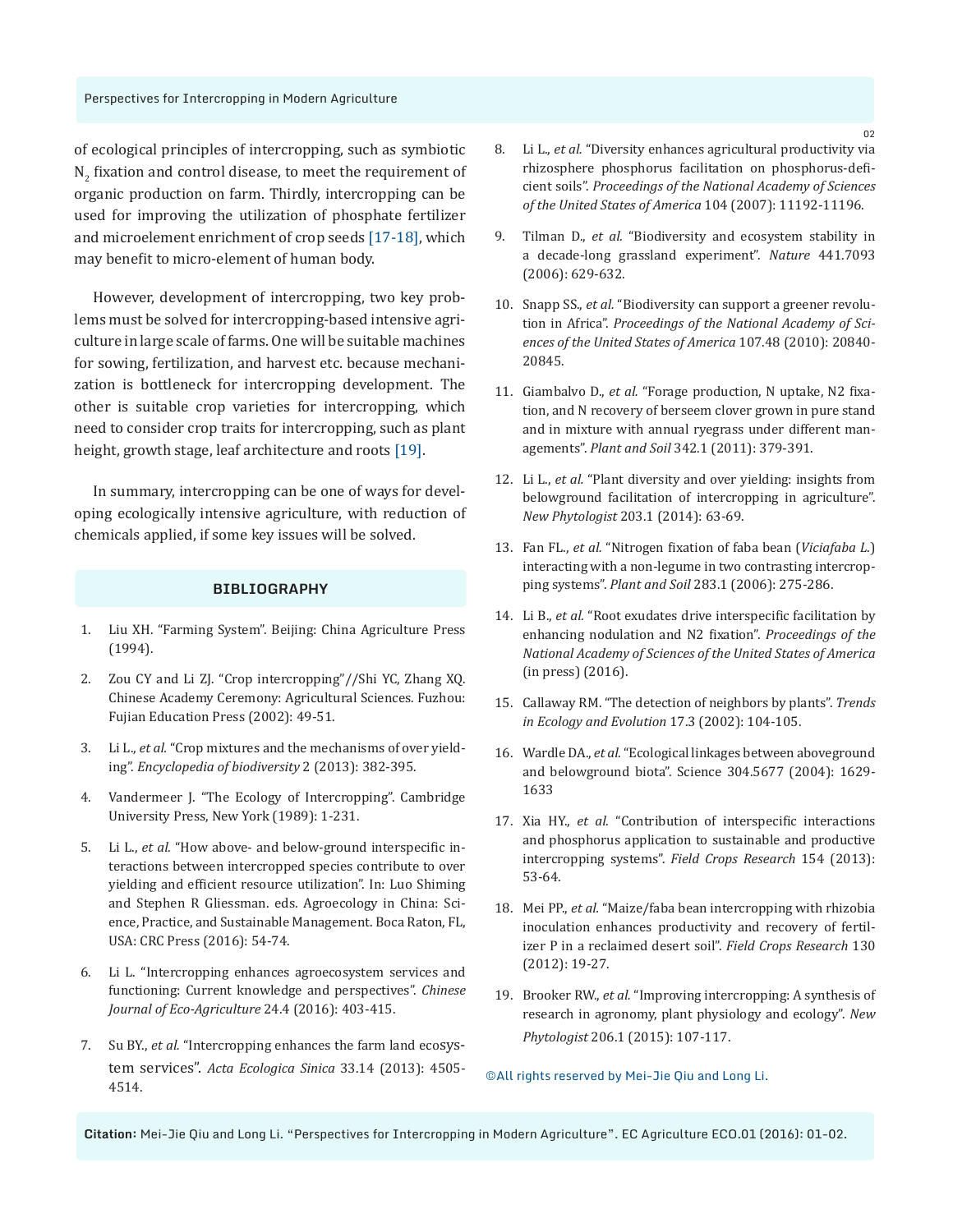of ecological principles of intercropping, such as symbiotic $N_2$ fixation and control disease, to meet the requirement of organic production on farm. Thirdly, intercropping can be used for improving the utilization of phosphate fertilizer and microelement enrichment of crop seeds [17-18], which may benefit to micro-element of human body.

However, development of intercropping, two key problems must be solved for intercropping-based intensive agriculture in large scale of farms. One will be suitable machines for sowing, fertilization, and harvest etc. because mechanization is bottleneck for intercropping development. The other is suitable crop varieties for intercropping, which need to consider crop traits for intercropping, such as plant height, growth stage, leaf architecture and roots [19].

In summary, intercropping can be one of ways for developing ecologically intensive agriculture, with reduction of chemicals applied, if some key issues will be solved.

## BIBLIOGRAPHY

1. Liu XH. "Farming System". Beijing: China Agriculture Press (1994).
2. Zou CY and Li ZJ. "Crop intercropping"//Shi YC, Zhang XQ. Chinese Academy Ceremony: Agricultural Sciences. Fuzhou: Fujian Education Press (2002): 49-51.
3. Li L., *et al.* "Crop mixtures and the mechanisms of over yielding". *Encyclopedia of biodiversity* 2 (2013): 382-395.
4. Vandermeer J. "The Ecology of Intercropping". Cambridge University Press, New York (1989): 1-231.
5. Li L., *et al.* "How above- and below-ground interspecific interactions between intercropped species contribute to over yielding and efficient resource utilization". In: Luo Shiming and Stephen R Gliessman. eds. Agroecology in China: Science, Practice, and Sustainable Management. Boca Raton, FL, USA: CRC Press (2016): 54-74.
6. Li L. "Intercropping enhances agroecosystem services and functioning: Current knowledge and perspectives". *Chinese Journal of Eco-Agriculture* 24.4 (2016): 403-415.
7. Su BY., *et al.* "Intercropping enhances the farm land ecosystem services". *Acta Ecologica Sinica* 33.14 (2013): 4505-4514.
8. Li L., *et al.* "Diversity enhances agricultural productivity via rhizosphere phosphorus facilitation on phosphorus-deficient soils". *Proceedings of the National Academy of Sciences of the United States of America* 104 (2007): 11192-11196.
9. Tilman D., *et al.* "Biodiversity and ecosystem stability in a decade-long grassland experiment". *Nature* 441.7093 (2006): 629-632.
10. Snapp SS., *et al.* "Biodiversity can support a greener revolution in Africa". *Proceedings of the National Academy of Sciences of the United States of America* 107.48 (2010): 20840-20845.
11. Giambalvo D., *et al.* "Forage production, N uptake, N2 fixation, and N recovery of berseem clover grown in pure stand and in mixture with annual ryegrass under different managements". *Plant and Soil* 342.1 (2011): 379-391.
12. Li L., *et al.* "Plant diversity and over yielding: insights from belowground facilitation of intercropping in agriculture". *New Phytologist* 203.1 (2014): 63-69.
13. Fan FL., *et al.* "Nitrogen fixation of faba bean (*Viciafaba L.*) interacting with a non-legume in two contrasting intercropping systems". *Plant and Soil* 283.1 (2006): 275-286.
14. Li B., *et al.* "Root exudates drive interspecific facilitation by enhancing nodulation and N2 fixation". *Proceedings of the National Academy of Sciences of the United States of America* (in press) (2016).
15. Callaway RM. "The detection of neighbors by plants". *Trends in Ecology and Evolution* 17.3 (2002): 104-105.
16. Wardle DA., *et al.* "Ecological linkages between aboveground and belowground biota". Science 304.5677 (2004): 1629-1633
17. Xia HY., *et al.* "Contribution of interspecific interactions and phosphorus application to sustainable and productive intercropping systems". *Field Crops Research* 154 (2013): 53-64.
18. Mei PP., *et al.* "Maize/faba bean intercropping with rhizobia inoculation enhances productivity and recovery of fertilizer P in a reclaimed desert soil". *Field Crops Research* 130 (2012): 19-27.
19. Brooker RW., *et al.* "Improving intercropping: A synthesis of research in agronomy, plant physiology and ecology". *New Phytologist* 206.1 (2015): 107-117.

©All rights reserved by Mei-Jie Qiu and Long Li.